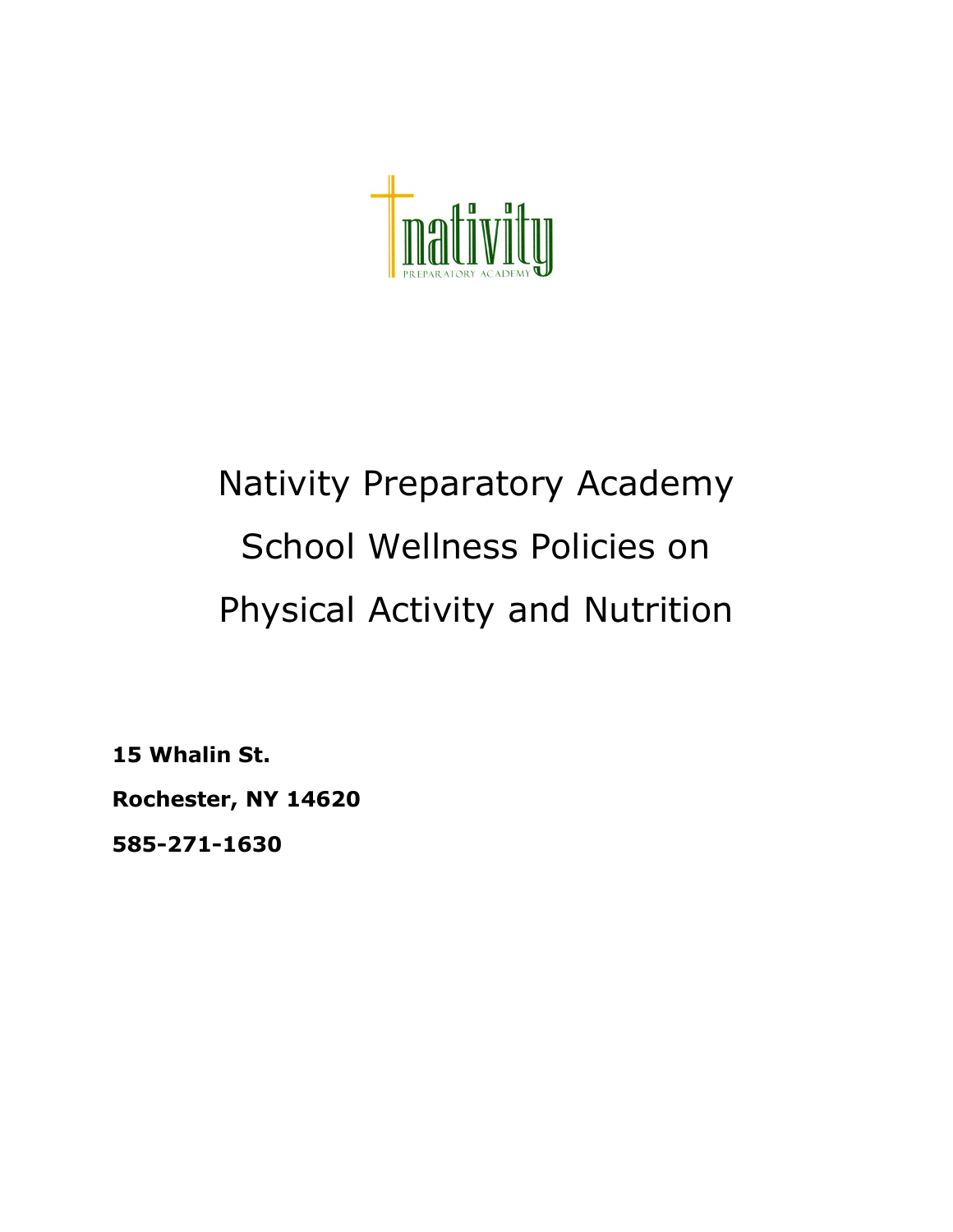# Nativity Preparatory Academy School Wellness Policies on Physical Activity and Nutrition

**15 Whalin St.**

**Rochester, NY 14620**

**585-271-1630**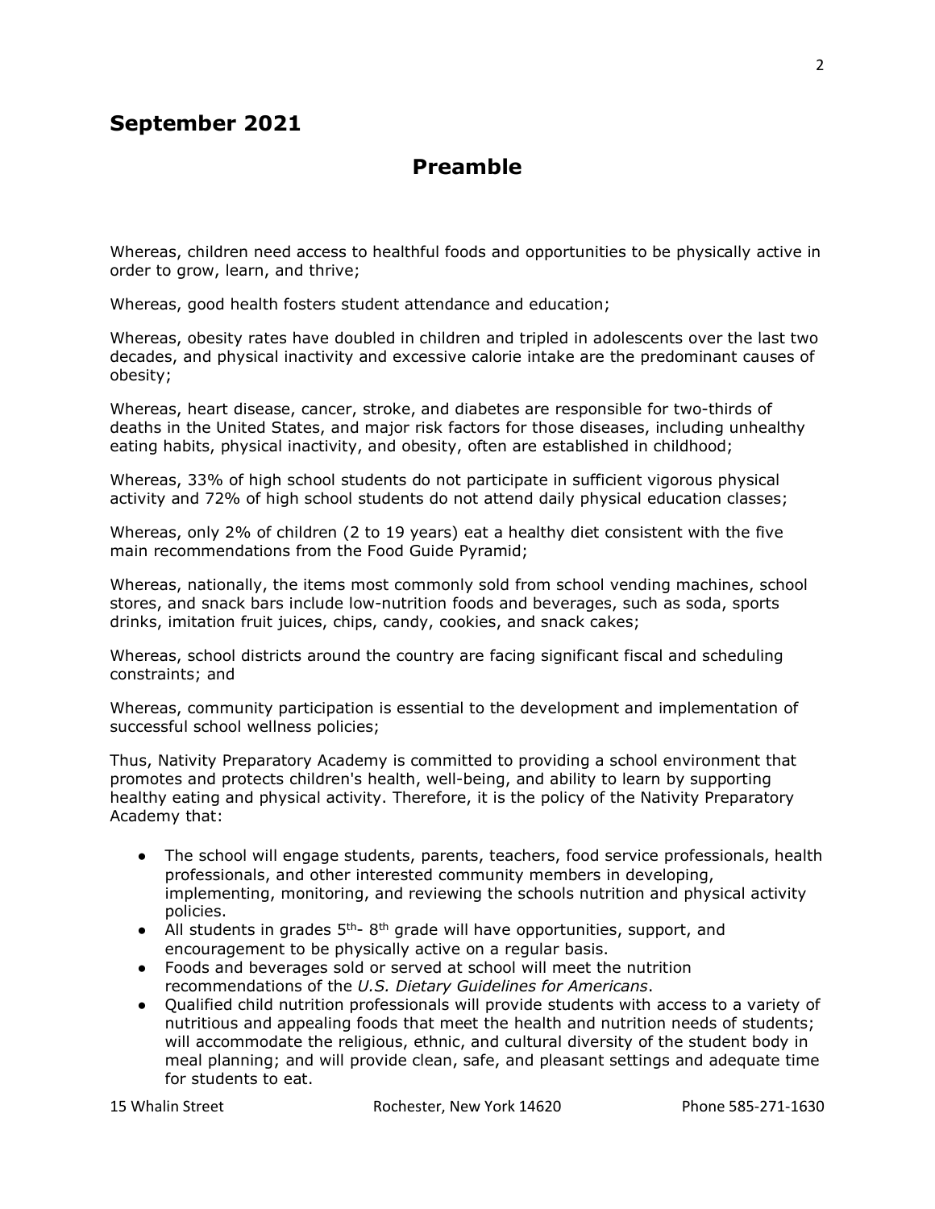## September 2021

# Preamble

Whereas, children need access to healthful foods and opportunities to be physically active in order to grow, learn, and thrive;

Whereas, good health fosters student attendance and education;

Whereas, obesity rates have doubled in children and tripled in adolescents over the last two decades, and physical inactivity and excessive calorie intake are the predominant causes of obesity;

Whereas, heart disease, cancer, stroke, and diabetes are responsible for two-thirds of deaths in the United States, and major risk factors for those diseases, including unhealthy eating habits, physical inactivity, and obesity, often are established in childhood;

Whereas, 33% of high school students do not participate in sufficient vigorous physical activity and 72% of high school students do not attend daily physical education classes;

Whereas, only 2% of children (2 to 19 years) eat a healthy diet consistent with the five main recommendations from the Food Guide Pyramid;

Whereas, nationally, the items most commonly sold from school vending machines, school stores, and snack bars include low-nutrition foods and beverages, such as soda, sports drinks, imitation fruit juices, chips, candy, cookies, and snack cakes;

Whereas, school districts around the country are facing significant fiscal and scheduling constraints; and

Whereas, community participation is essential to the development and implementation of successful school wellness policies;

Thus, Nativity Preparatory Academy is committed to providing a school environment that promotes and protects children's health, well-being, and ability to learn by supporting healthy eating and physical activity. Therefore, it is the policy of the Nativity Preparatory Academy that:

- The school will engage students, parents, teachers, food service professionals, health professionals, and other interested community members in developing, implementing, monitoring, and reviewing the schools nutrition and physical activity policies.
- All students in grades 5th- 8th grade will have opportunities, support, and encouragement to be physically active on a regular basis.
- Foods and beverages sold or served at school will meet the nutrition recommendations of the *U.S. Dietary Guidelines for Americans*.
- Qualified child nutrition professionals will provide students with access to a variety of nutritious and appealing foods that meet the health and nutrition needs of students; will accommodate the religious, ethnic, and cultural diversity of the student body in meal planning; and will provide clean, safe, and pleasant settings and adequate time for students to eat.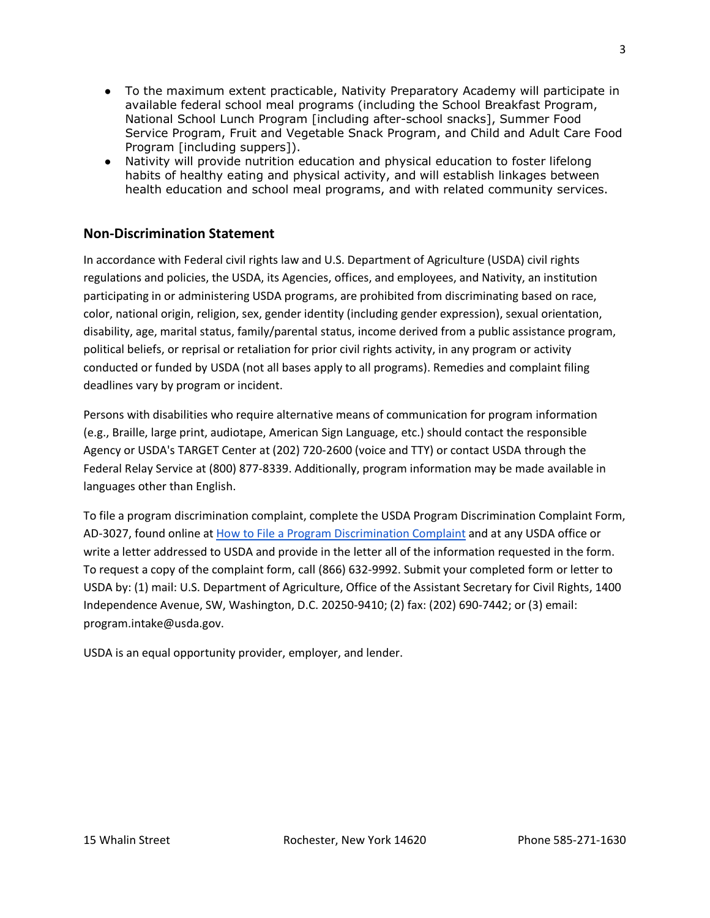- To the maximum extent practicable, Nativity Preparatory Academy will participate in available federal school meal programs (including the School Breakfast Program, National School Lunch Program [including after-school snacks], Summer Food Service Program, Fruit and Vegetable Snack Program, and Child and Adult Care Food Program [including suppers]).
- Nativity will provide nutrition education and physical education to foster lifelong habits of healthy eating and physical activity, and will establish linkages between health education and school meal programs, and with related community services.

## Non-Discrimination Statement

In accordance with Federal civil rights law and U.S. Department of Agriculture (USDA) civil rights regulations and policies, the USDA, its Agencies, offices, and employees, and Nativity, an institution participating in or administering USDA programs, are prohibited from discriminating based on race, color, national origin, religion, sex, gender identity (including gender expression), sexual orientation, disability, age, marital status, family/parental status, income derived from a public assistance program, political beliefs, or reprisal or retaliation for prior civil rights activity, in any program or activity conducted or funded by USDA (not all bases apply to all programs). Remedies and complaint filing deadlines vary by program or incident.

Persons with disabilities who require alternative means of communication for program information (e.g., Braille, large print, audiotape, American Sign Language, etc.) should contact the responsible Agency or USDA's TARGET Center at (202) 720-2600 (voice and TTY) or contact USDA through the Federal Relay Service at (800) 877-8339. Additionally, program information may be made available in languages other than English.

To file a program discrimination complaint, complete the USDA Program Discrimination Complaint Form, AD-3027, found online at How to File a Program Discrimination Complaint and at any USDA office or write a letter addressed to USDA and provide in the letter all of the information requested in the form. To request a copy of the complaint form, call (866) 632-9992. Submit your completed form or letter to USDA by: (1) mail: U.S. Department of Agriculture, Office of the Assistant Secretary for Civil Rights, 1400 Independence Avenue, SW, Washington, D.C. 20250-9410; (2) fax: (202) 690-7442; or (3) email: program.intake@usda.gov.

USDA is an equal opportunity provider, employer, and lender.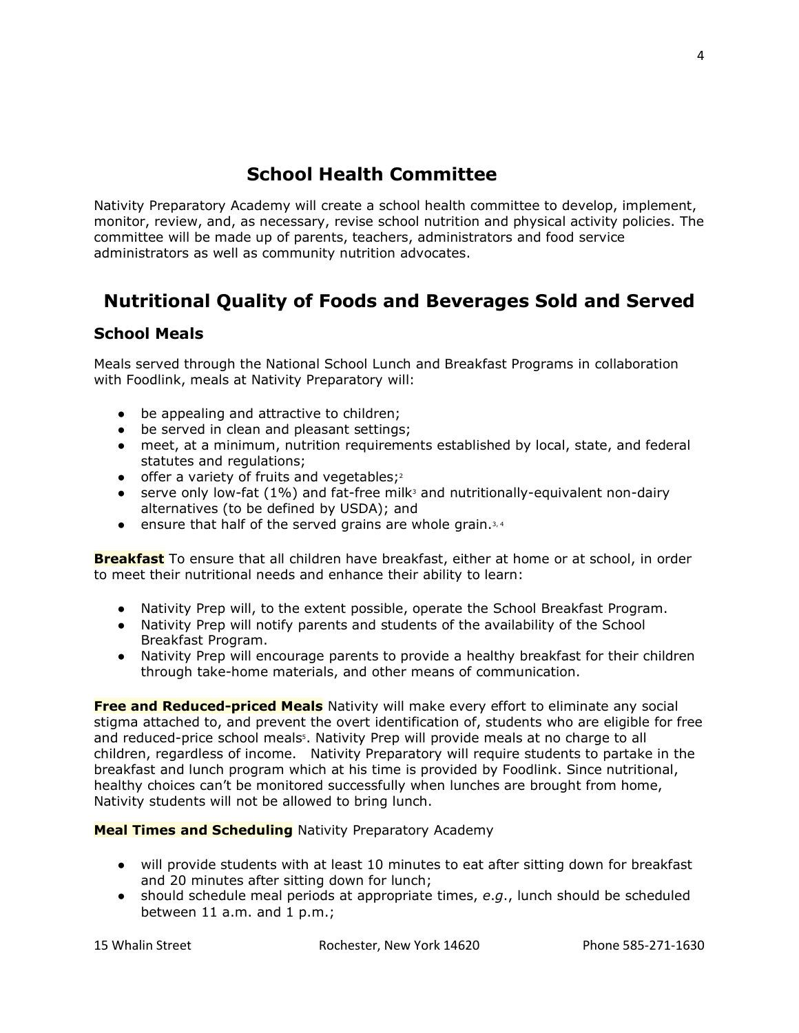## School Health Committee

Nativity Preparatory Academy will create a school health committee to develop, implement, monitor, review, and, as necessary, revise school nutrition and physical activity policies. The committee will be made up of parents, teachers, administrators and food service administrators as well as community nutrition advocates.

## Nutritional Quality of Foods and Beverages Sold and Served

### School Meals

Meals served through the National School Lunch and Breakfast Programs in collaboration with Foodlink, meals at Nativity Preparatory will:

- be appealing and attractive to children;
- be served in clean and pleasant settings;
- meet, at a minimum, nutrition requirements established by local, state, and federal statutes and regulations;
- offer a variety of fruits and vegetables;[2]
- serve only low-fat (1%) and fat-free milk[3] and nutritionally-equivalent non-dairy alternatives (to be defined by USDA); and
- ensure that half of the served grains are whole grain.[3, 4]

**Breakfast** To ensure that all children have breakfast, either at home or at school, in order to meet their nutritional needs and enhance their ability to learn:

- Nativity Prep will, to the extent possible, operate the School Breakfast Program.
- Nativity Prep will notify parents and students of the availability of the School Breakfast Program.
- Nativity Prep will encourage parents to provide a healthy breakfast for their children through take-home materials, and other means of communication.

**Free and Reduced-priced Meals** Nativity will make every effort to eliminate any social stigma attached to, and prevent the overt identification of, students who are eligible for free and reduced-price school meals[5]. Nativity Prep will provide meals at no charge to all children, regardless of income. Nativity Preparatory will require students to partake in the breakfast and lunch program which at his time is provided by Foodlink. Since nutritional, healthy choices can't be monitored successfully when lunches are brought from home, Nativity students will not be allowed to bring lunch.

**Meal Times and Scheduling** Nativity Preparatory Academy

- will provide students with at least 10 minutes to eat after sitting down for breakfast and 20 minutes after sitting down for lunch;
- should schedule meal periods at appropriate times, *e.g*., lunch should be scheduled between 11 a.m. and 1 p.m.;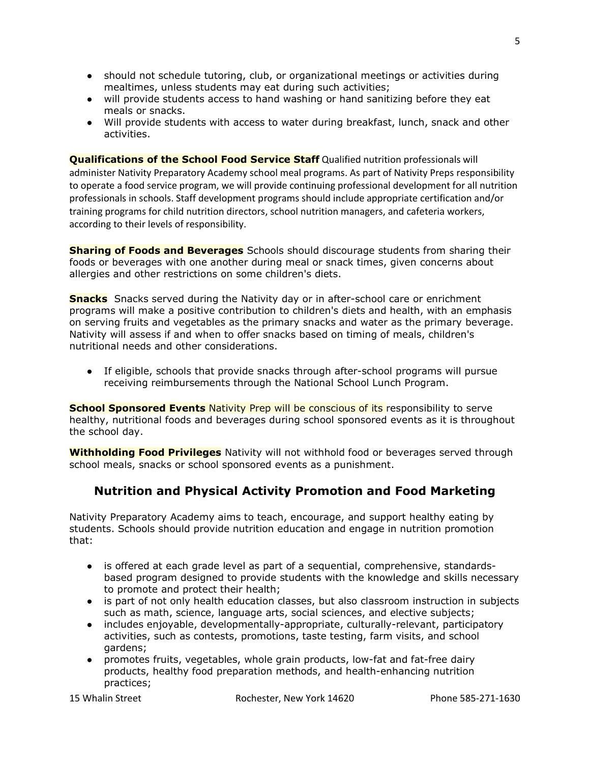- should not schedule tutoring, club, or organizational meetings or activities during mealtimes, unless students may eat during such activities;
- will provide students access to hand washing or hand sanitizing before they eat meals or snacks.
- Will provide students with access to water during breakfast, lunch, snack and other activities.

**Qualifications of the School Food Service Staff** Qualified nutrition professionals will administer Nativity Preparatory Academy school meal programs. As part of Nativity Preps responsibility to operate a food service program, we will provide continuing professional development for all nutrition professionals in schools. Staff development programs should include appropriate certification and/or training programs for child nutrition directors, school nutrition managers, and cafeteria workers, according to their levels of responsibility.

**Sharing of Foods and Beverages** Schools should discourage students from sharing their foods or beverages with one another during meal or snack times, given concerns about allergies and other restrictions on some children's diets.

**Snacks** Snacks served during the Nativity day or in after-school care or enrichment programs will make a positive contribution to children's diets and health, with an emphasis on serving fruits and vegetables as the primary snacks and water as the primary beverage. Nativity will assess if and when to offer snacks based on timing of meals, children's nutritional needs and other considerations.

- If eligible, schools that provide snacks through after-school programs will pursue receiving reimbursements through the National School Lunch Program.

**School Sponsored Events** Nativity Prep will be conscious of its responsibility to serve healthy, nutritional foods and beverages during school sponsored events as it is throughout the school day.

**Withholding Food Privileges** Nativity will not withhold food or beverages served through school meals, snacks or school sponsored events as a punishment.

## Nutrition and Physical Activity Promotion and Food Marketing

Nativity Preparatory Academy aims to teach, encourage, and support healthy eating by students. Schools should provide nutrition education and engage in nutrition promotion that:

- is offered at each grade level as part of a sequential, comprehensive, standards-based program designed to provide students with the knowledge and skills necessary to promote and protect their health;
- is part of not only health education classes, but also classroom instruction in subjects such as math, science, language arts, social sciences, and elective subjects;
- includes enjoyable, developmentally-appropriate, culturally-relevant, participatory activities, such as contests, promotions, taste testing, farm visits, and school gardens;
- promotes fruits, vegetables, whole grain products, low-fat and fat-free dairy products, healthy food preparation methods, and health-enhancing nutrition practices;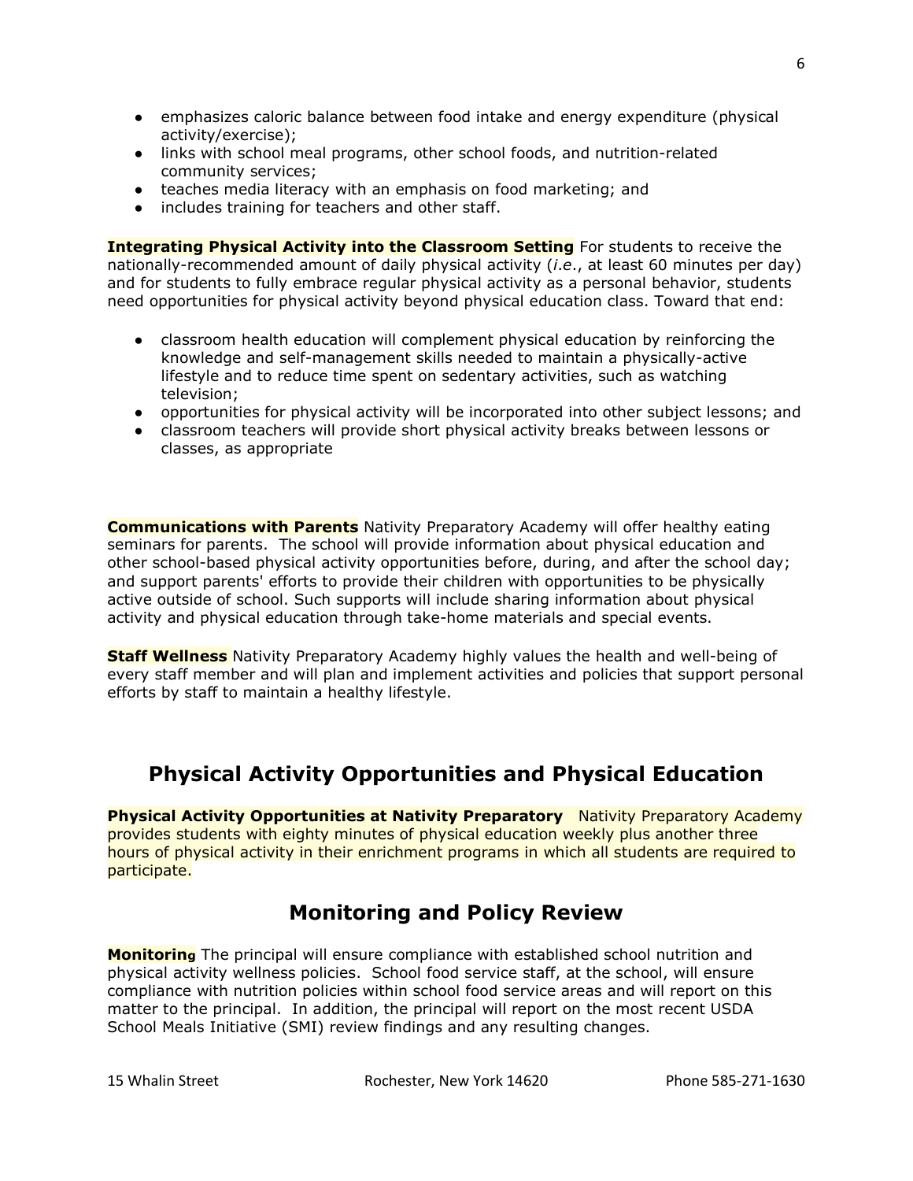- emphasizes caloric balance between food intake and energy expenditure (physical activity/exercise);
- links with school meal programs, other school foods, and nutrition-related community services;
- teaches media literacy with an emphasis on food marketing; and
- includes training for teachers and other staff.

**Integrating Physical Activity into the Classroom Setting** For students to receive the nationally-recommended amount of daily physical activity (*i.e.*, at least 60 minutes per day) and for students to fully embrace regular physical activity as a personal behavior, students need opportunities for physical activity beyond physical education class. Toward that end:

- classroom health education will complement physical education by reinforcing the knowledge and self-management skills needed to maintain a physically-active lifestyle and to reduce time spent on sedentary activities, such as watching television;
- opportunities for physical activity will be incorporated into other subject lessons; and
- classroom teachers will provide short physical activity breaks between lessons or classes, as appropriate

**Communications with Parents** Nativity Preparatory Academy will offer healthy eating seminars for parents. The school will provide information about physical education and other school-based physical activity opportunities before, during, and after the school day; and support parents' efforts to provide their children with opportunities to be physically active outside of school. Such supports will include sharing information about physical activity and physical education through take-home materials and special events.

**Staff Wellness** Nativity Preparatory Academy highly values the health and well-being of every staff member and will plan and implement activities and policies that support personal efforts by staff to maintain a healthy lifestyle.

## Physical Activity Opportunities and Physical Education

**Physical Activity Opportunities at Nativity Preparatory** Nativity Preparatory Academy provides students with eighty minutes of physical education weekly plus another three hours of physical activity in their enrichment programs in which all students are required to participate.

## Monitoring and Policy Review

**Monitoring** The principal will ensure compliance with established school nutrition and physical activity wellness policies. School food service staff, at the school, will ensure compliance with nutrition policies within school food service areas and will report on this matter to the principal. In addition, the principal will report on the most recent USDA School Meals Initiative (SMI) review findings and any resulting changes.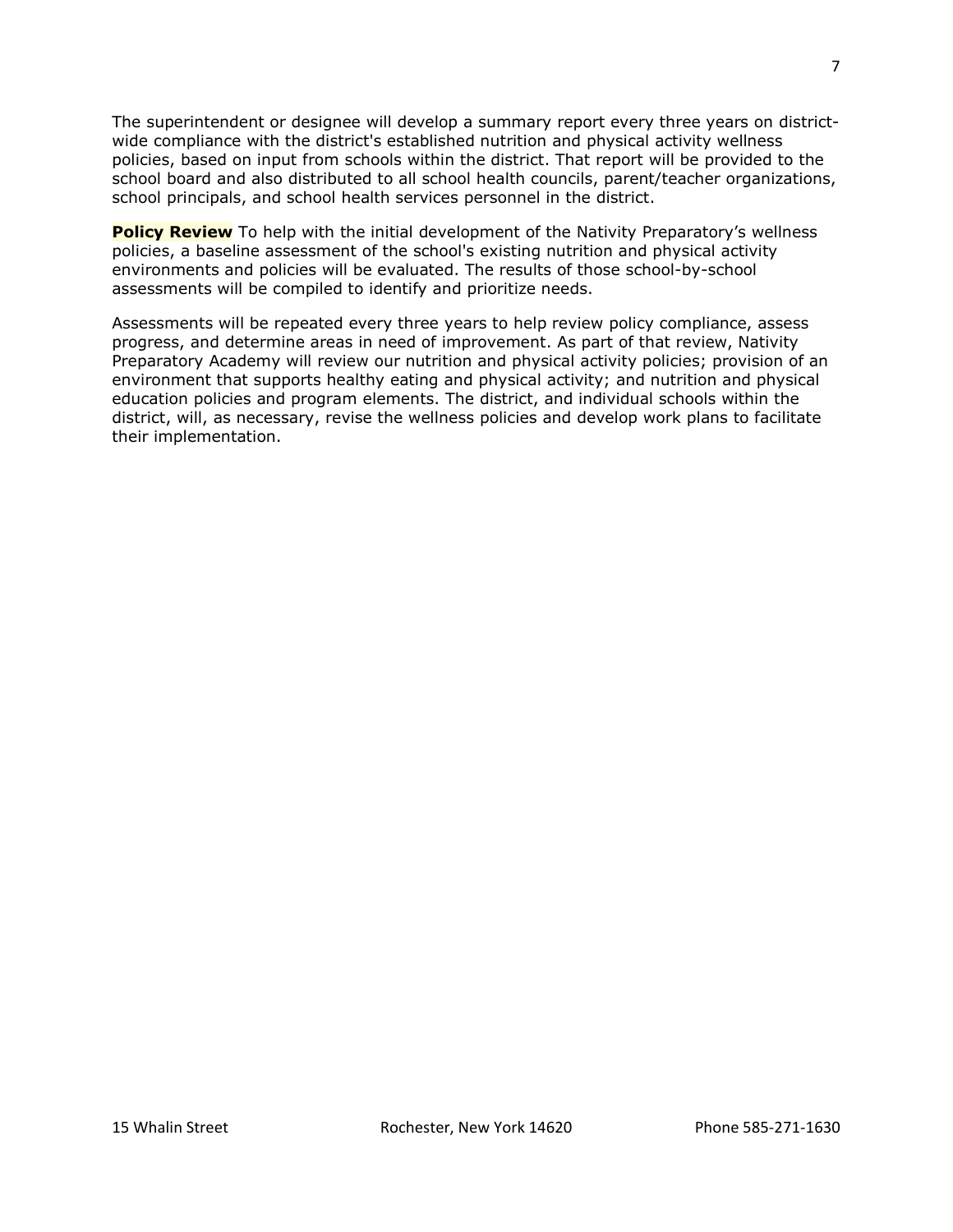The superintendent or designee will develop a summary report every three years on district-wide compliance with the district's established nutrition and physical activity wellness policies, based on input from schools within the district. That report will be provided to the school board and also distributed to all school health councils, parent/teacher organizations, school principals, and school health services personnel in the district.

**Policy Review** To help with the initial development of the Nativity Preparatory's wellness policies, a baseline assessment of the school's existing nutrition and physical activity environments and policies will be evaluated. The results of those school-by-school assessments will be compiled to identify and prioritize needs.

Assessments will be repeated every three years to help review policy compliance, assess progress, and determine areas in need of improvement. As part of that review, Nativity Preparatory Academy will review our nutrition and physical activity policies; provision of an environment that supports healthy eating and physical activity; and nutrition and physical education policies and program elements. The district, and individual schools within the district, will, as necessary, revise the wellness policies and develop work plans to facilitate their implementation.